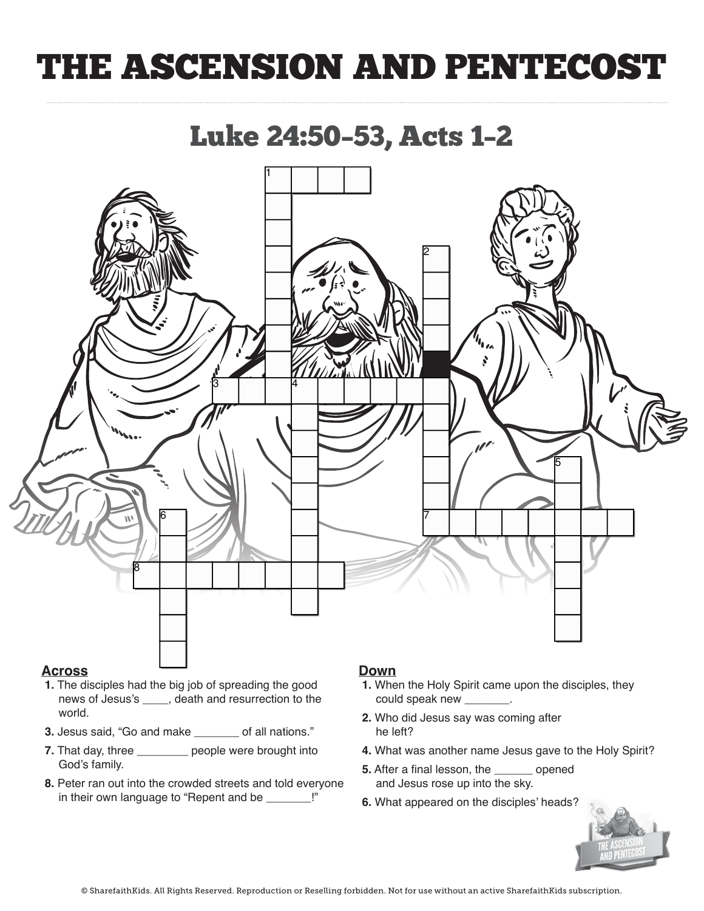# THE ASCENSION AND PENTECOST

## Luke 24:50-53, Acts 1-2

### Across

1. The disciples had the big job of spreading the good news of Jesus's ____, death and resurrection to the world.
3. Jesus said, "Go and make _______ of all nations."
7. That day, three ________ people were brought into God's family.
8. Peter ran out into the crowded streets and told everyone in their own language to "Repent and be _______!"

### Down

1. When the Holy Spirit came upon the disciples, they could speak new _______.
2. Who did Jesus say was coming after he left?
4. What was another name Jesus gave to the Holy Spirit?
5. After a final lesson, the ______ opened and Jesus rose up into the sky.
6. What appeared on the disciples' heads?

© SharefaithKids. All Rights Reserved. Reproduction or Reselling forbidden. Not for use without an active SharefaithKids subscription.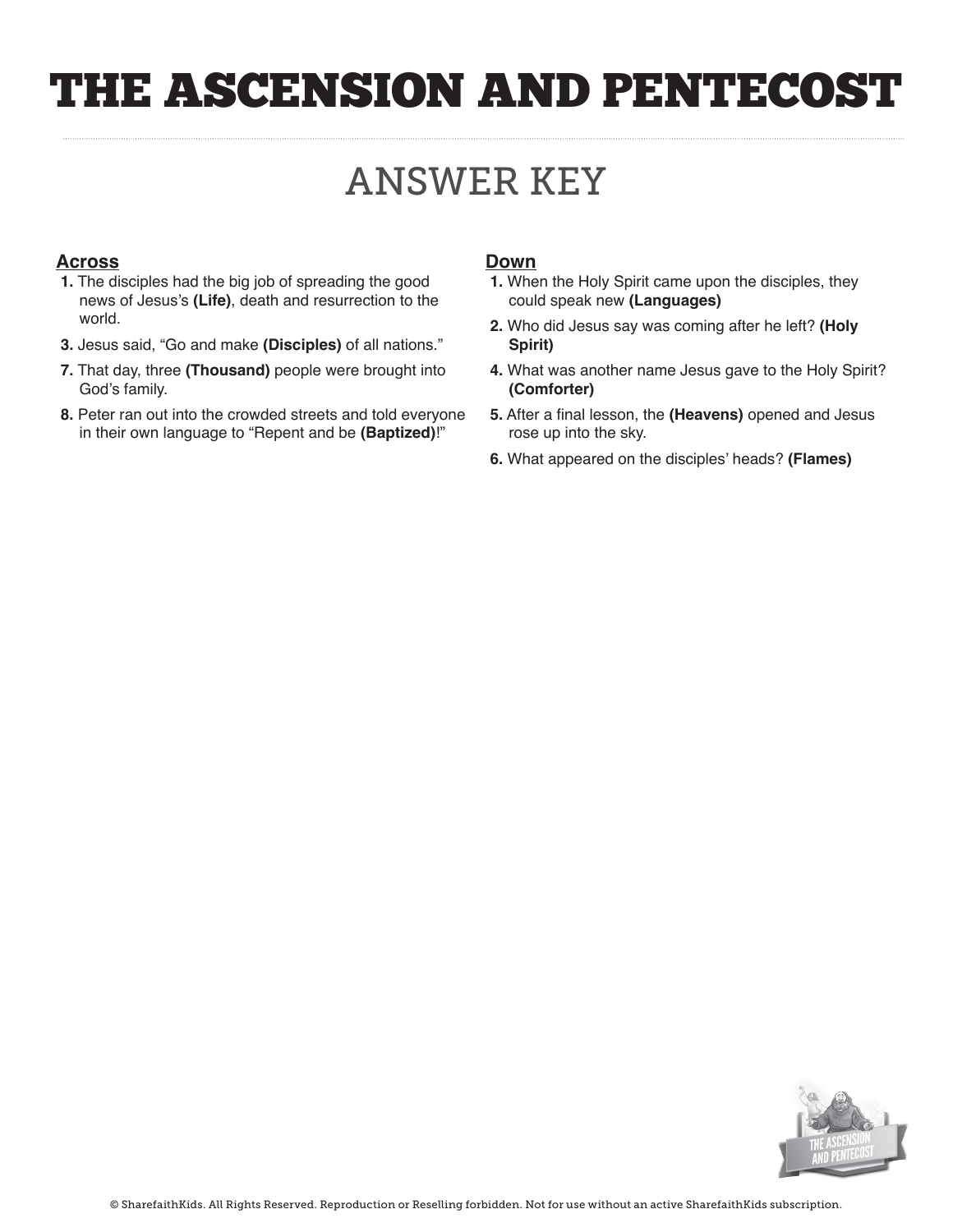# THE ASCENSION AND PENTECOST

## ANSWER KEY

**Across**

1. The disciples had the big job of spreading the good news of Jesus's **(Life)**, death and resurrection to the world.
3. Jesus said, "Go and make **(Disciples)** of all nations."
7. That day, three **(Thousand)** people were brought into God's family.
8. Peter ran out into the crowded streets and told everyone in their own language to "Repent and be **(Baptized)**!"

**Down**

1. When the Holy Spirit came upon the disciples, they could speak new **(Languages)**
2. Who did Jesus say was coming after he left? **(Holy Spirit)**
4. What was another name Jesus gave to the Holy Spirit? **(Comforter)**
5. After a final lesson, the **(Heavens)** opened and Jesus rose up into the sky.
6. What appeared on the disciples' heads? **(Flames)**

© SharefaithKids. All Rights Reserved. Reproduction or Reselling forbidden. Not for use without an active SharefaithKids subscription.